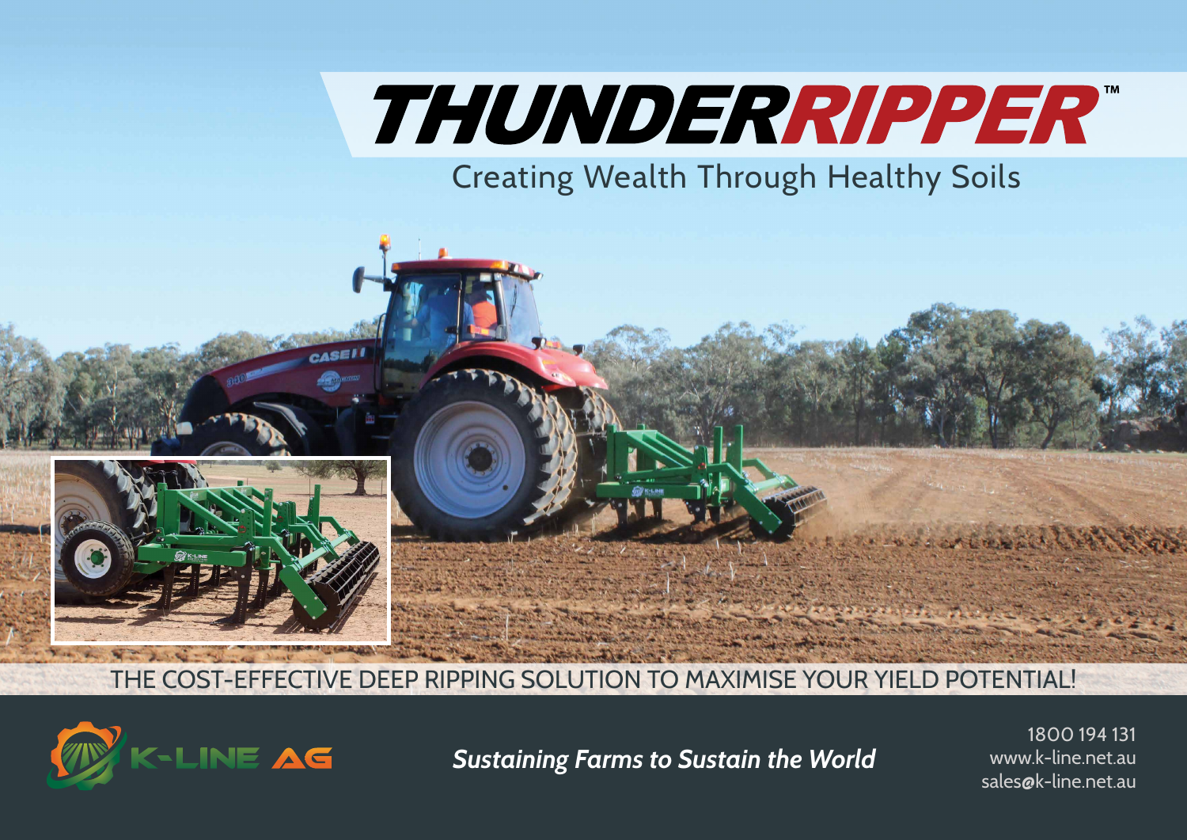# THUNDERRIPPER™

## Creating Wealth Through Healthy Soils

THE COST-EFFECTIVE DEEP RIPPING SOLUTION TO MAXIMISE YOUR YIELD POTENTIAL!

K-LINE AG

***Sustaining Farms to Sustain the World***

1800 194 131
www.k-line.net.au
sales@k-line.net.au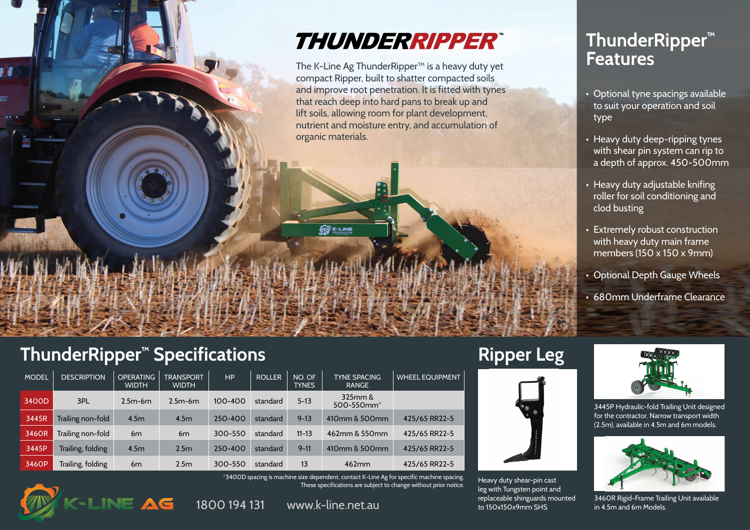# THUNDERRIPPER™

The K-Line Ag ThunderRipper™ is a heavy duty yet compact Ripper, built to shatter compacted soils and improve root penetration. It is fitted with tynes that reach deep into hard pans to break up and lift soils, allowing room for plant development, nutrient and moisture entry, and accumulation of organic materials.

## ThunderRipper™ Features

- Optional tyne spacings available to suit your operation and soil type
- Heavy duty deep-ripping tynes with shear pin system can rip to a depth of approx. 450-500mm
- Heavy duty adjustable knifing roller for soil conditioning and clod busting
- Extremely robust construction with heavy duty main frame members (150 x 150 x 9mm)
- Optional Depth Gauge Wheels
- 680mm Underframe Clearance

## ThunderRipper™ Specifications

| MODEL | DESCRIPTION | OPERATING WIDTH | TRANSPORT WIDTH | HP | ROLLER | NO. OF TYNES | TYNE SPACING RANGE | WHEEL EQUIPMENT |
|---|---|---|---|---|---|---|---|---|
| 3400D | 3PL | 2.5m-6m | 2.5m-6m | 100-400 | standard | 5-13 | 325mm & 500-550mm* | |
| 3445R | Trailing non-fold | 4.5m | 4.5m | 250-400 | standard | 9-13 | 410mm & 500mm | 425/65 RR22-5 |
| 3460R | Trailing non-fold | 6m | 6m | 300-550 | standard | 11-13 | 462mm & 550mm | 425/65 RR22-5 |
| 3445P | Trailing, folding | 4.5m | 2.5m | 250-400 | standard | 9-11 | 410mm & 500mm | 425/65 RR22-5 |
| 3460P | Trailing, folding | 6m | 2.5m | 300-550 | standard | 13 | 462mm | 425/65 RR22-5 |

*3400D spacing is machine size dependent, contact K-Line Ag for specific machine spacing. These specifications are subject to change without prior notice.

## Ripper Leg

Heavy duty shear-pin cast leg with Tungsten point and replaceable shinguards mounted to 150x150x9mm SHS

3445P Hydraulic-fold Trailing Unit designed for the contractor. Narrow transport width (2.5m), available in 4.5m and 6m models.

3460R Rigid-Frame Trailing Unit available in 4.5m and 6m Models.

K-LINE AG 1800 194 131 www.k-line.net.au